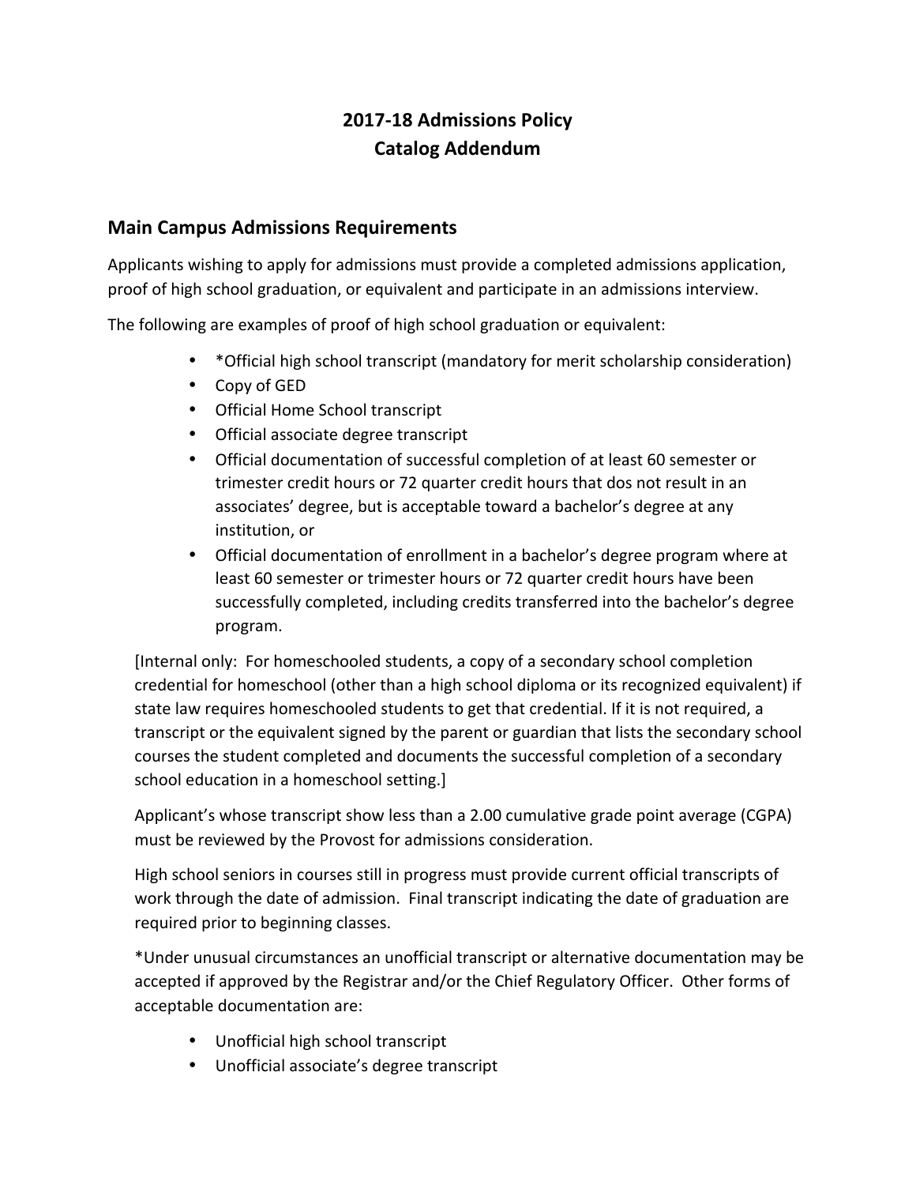# 2017-18 Admissions Policy
# Catalog Addendum

## Main Campus Admissions Requirements

Applicants wishing to apply for admissions must provide a completed admissions application, proof of high school graduation, or equivalent and participate in an admissions interview.

The following are examples of proof of high school graduation or equivalent:

- *Official high school transcript (mandatory for merit scholarship consideration)
- Copy of GED
- Official Home School transcript
- Official associate degree transcript
- Official documentation of successful completion of at least 60 semester or trimester credit hours or 72 quarter credit hours that dos not result in an associates' degree, but is acceptable toward a bachelor's degree at any institution, or
- Official documentation of enrollment in a bachelor's degree program where at least 60 semester or trimester hours or 72 quarter credit hours have been successfully completed, including credits transferred into the bachelor's degree program.

[Internal only: For homeschooled students, a copy of a secondary school completion credential for homeschool (other than a high school diploma or its recognized equivalent) if state law requires homeschooled students to get that credential. If it is not required, a transcript or the equivalent signed by the parent or guardian that lists the secondary school courses the student completed and documents the successful completion of a secondary school education in a homeschool setting.]

Applicant's whose transcript show less than a 2.00 cumulative grade point average (CGPA) must be reviewed by the Provost for admissions consideration.

High school seniors in courses still in progress must provide current official transcripts of work through the date of admission. Final transcript indicating the date of graduation are required prior to beginning classes.

*Under unusual circumstances an unofficial transcript or alternative documentation may be accepted if approved by the Registrar and/or the Chief Regulatory Officer. Other forms of acceptable documentation are:

- Unofficial high school transcript
- Unofficial associate's degree transcript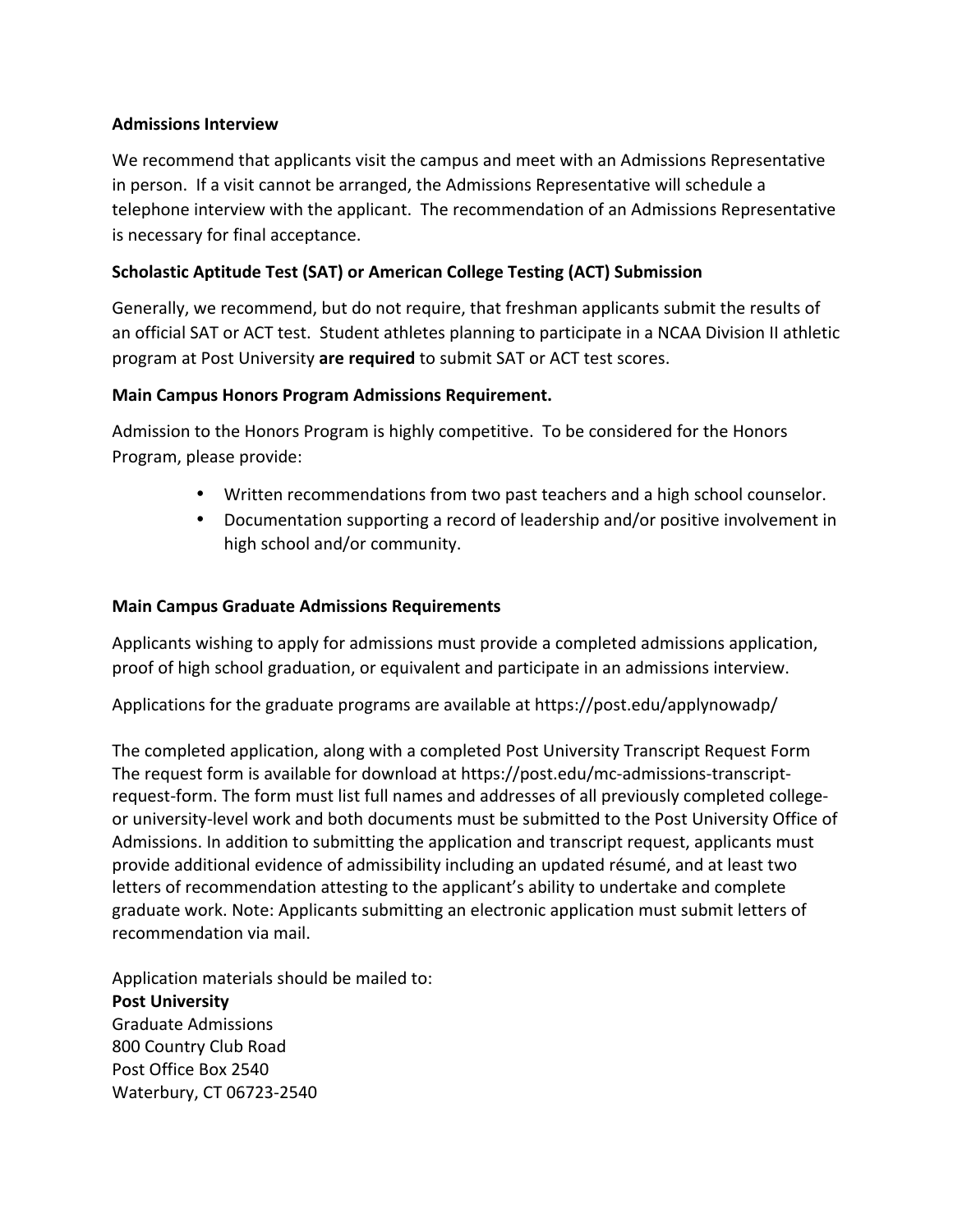**Admissions Interview**

We recommend that applicants visit the campus and meet with an Admissions Representative in person. If a visit cannot be arranged, the Admissions Representative will schedule a telephone interview with the applicant. The recommendation of an Admissions Representative is necessary for final acceptance.

**Scholastic Aptitude Test (SAT) or American College Testing (ACT) Submission**

Generally, we recommend, but do not require, that freshman applicants submit the results of an official SAT or ACT test. Student athletes planning to participate in a NCAA Division II athletic program at Post University **are required** to submit SAT or ACT test scores.

**Main Campus Honors Program Admissions Requirement.**

Admission to the Honors Program is highly competitive. To be considered for the Honors Program, please provide:

- Written recommendations from two past teachers and a high school counselor.
- Documentation supporting a record of leadership and/or positive involvement in high school and/or community.

**Main Campus Graduate Admissions Requirements**

Applicants wishing to apply for admissions must provide a completed admissions application, proof of high school graduation, or equivalent and participate in an admissions interview.

Applications for the graduate programs are available at https://post.edu/applynowadp/

The completed application, along with a completed Post University Transcript Request Form The request form is available for download at https://post.edu/mc-admissions-transcript-request-form. The form must list full names and addresses of all previously completed college- or university-level work and both documents must be submitted to the Post University Office of Admissions. In addition to submitting the application and transcript request, applicants must provide additional evidence of admissibility including an updated résumé, and at least two letters of recommendation attesting to the applicant's ability to undertake and complete graduate work. Note: Applicants submitting an electronic application must submit letters of recommendation via mail.

Application materials should be mailed to:
**Post University**
Graduate Admissions
800 Country Club Road
Post Office Box 2540
Waterbury, CT 06723-2540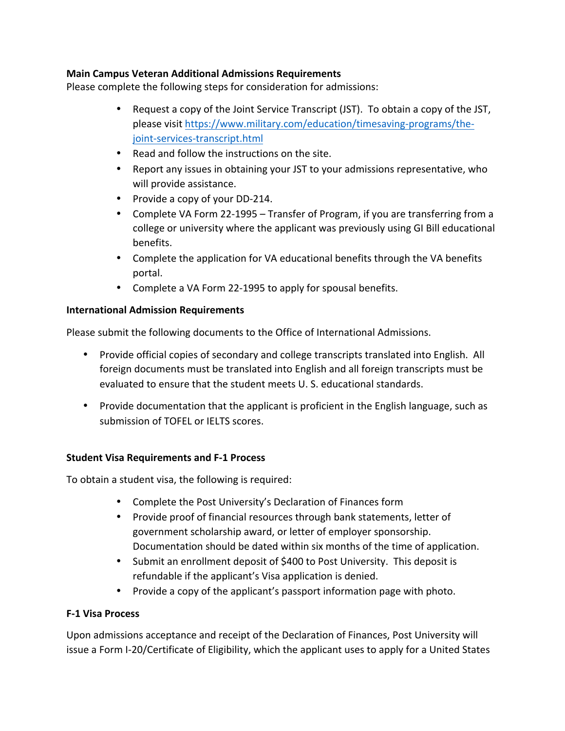**Main Campus Veteran Additional Admissions Requirements**

Please complete the following steps for consideration for admissions:

- Request a copy of the Joint Service Transcript (JST). To obtain a copy of the JST, please visit https://www.military.com/education/timesaving-programs/the-joint-services-transcript.html
- Read and follow the instructions on the site.
- Report any issues in obtaining your JST to your admissions representative, who will provide assistance.
- Provide a copy of your DD-214.
- Complete VA Form 22-1995 – Transfer of Program, if you are transferring from a college or university where the applicant was previously using GI Bill educational benefits.
- Complete the application for VA educational benefits through the VA benefits portal.
- Complete a VA Form 22-1995 to apply for spousal benefits.

**International Admission Requirements**

Please submit the following documents to the Office of International Admissions.

- Provide official copies of secondary and college transcripts translated into English. All foreign documents must be translated into English and all foreign transcripts must be evaluated to ensure that the student meets U. S. educational standards.
- Provide documentation that the applicant is proficient in the English language, such as submission of TOFEL or IELTS scores.

**Student Visa Requirements and F-1 Process**

To obtain a student visa, the following is required:

- Complete the Post University's Declaration of Finances form
- Provide proof of financial resources through bank statements, letter of government scholarship award, or letter of employer sponsorship. Documentation should be dated within six months of the time of application.
- Submit an enrollment deposit of $400 to Post University. This deposit is refundable if the applicant's Visa application is denied.
- Provide a copy of the applicant's passport information page with photo.

**F-1 Visa Process**

Upon admissions acceptance and receipt of the Declaration of Finances, Post University will issue a Form I-20/Certificate of Eligibility, which the applicant uses to apply for a United States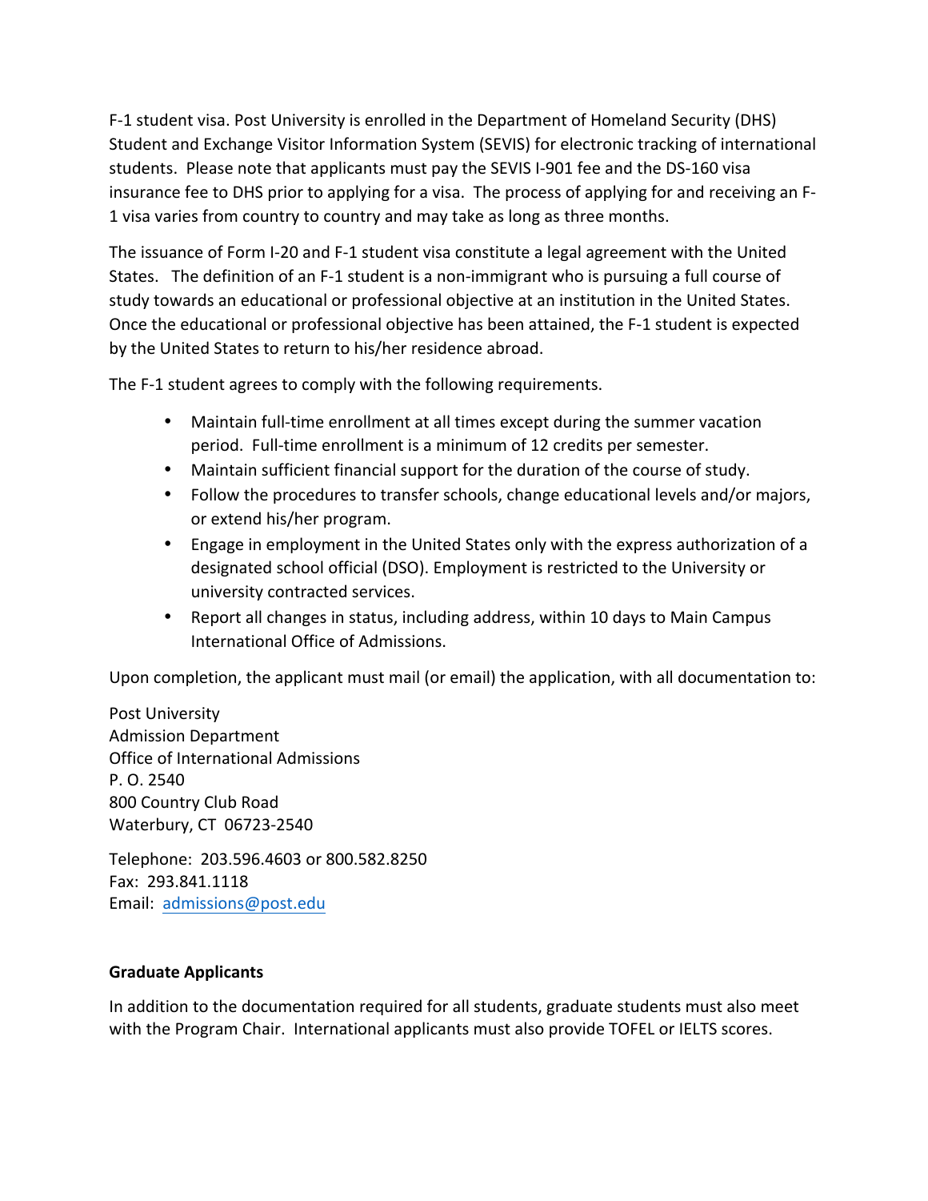F-1 student visa. Post University is enrolled in the Department of Homeland Security (DHS) Student and Exchange Visitor Information System (SEVIS) for electronic tracking of international students. Please note that applicants must pay the SEVIS I-901 fee and the DS-160 visa insurance fee to DHS prior to applying for a visa. The process of applying for and receiving an F-1 visa varies from country to country and may take as long as three months.

The issuance of Form I-20 and F-1 student visa constitute a legal agreement with the United States. The definition of an F-1 student is a non-immigrant who is pursuing a full course of study towards an educational or professional objective at an institution in the United States. Once the educational or professional objective has been attained, the F-1 student is expected by the United States to return to his/her residence abroad.

The F-1 student agrees to comply with the following requirements.

- Maintain full-time enrollment at all times except during the summer vacation period. Full-time enrollment is a minimum of 12 credits per semester.
- Maintain sufficient financial support for the duration of the course of study.
- Follow the procedures to transfer schools, change educational levels and/or majors, or extend his/her program.
- Engage in employment in the United States only with the express authorization of a designated school official (DSO). Employment is restricted to the University or university contracted services.
- Report all changes in status, including address, within 10 days to Main Campus International Office of Admissions.

Upon completion, the applicant must mail (or email) the application, with all documentation to:

Post University
Admission Department
Office of International Admissions
P. O. 2540
800 Country Club Road
Waterbury, CT 06723-2540

Telephone: 203.596.4603 or 800.582.8250
Fax: 293.841.1118
Email: admissions@post.edu

**Graduate Applicants**

In addition to the documentation required for all students, graduate students must also meet with the Program Chair. International applicants must also provide TOFEL or IELTS scores.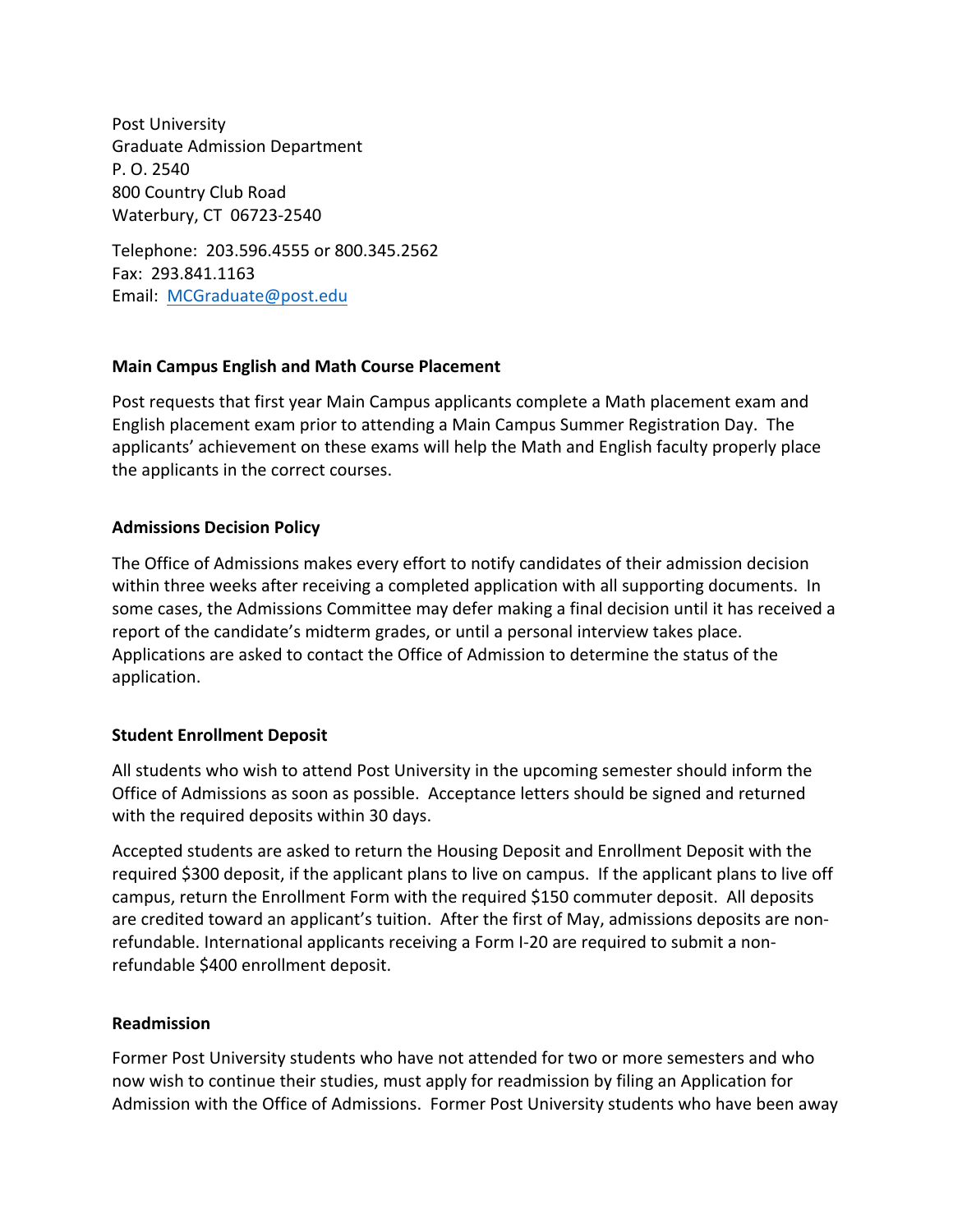Post University  
Graduate Admission Department  
P. O. 2540  
800 Country Club Road  
Waterbury, CT 06723-2540

Telephone: 203.596.4555 or 800.345.2562  
Fax: 293.841.1163  
Email: [MCGraduate@post.edu](mailto:MCGraduate@post.edu)

**Main Campus English and Math Course Placement**

Post requests that first year Main Campus applicants complete a Math placement exam and English placement exam prior to attending a Main Campus Summer Registration Day. The applicants' achievement on these exams will help the Math and English faculty properly place the applicants in the correct courses.

**Admissions Decision Policy**

The Office of Admissions makes every effort to notify candidates of their admission decision within three weeks after receiving a completed application with all supporting documents. In some cases, the Admissions Committee may defer making a final decision until it has received a report of the candidate's midterm grades, or until a personal interview takes place. Applications are asked to contact the Office of Admission to determine the status of the application.

**Student Enrollment Deposit**

All students who wish to attend Post University in the upcoming semester should inform the Office of Admissions as soon as possible. Acceptance letters should be signed and returned with the required deposits within 30 days.

Accepted students are asked to return the Housing Deposit and Enrollment Deposit with the required $300 deposit, if the applicant plans to live on campus. If the applicant plans to live off campus, return the Enrollment Form with the required $150 commuter deposit. All deposits are credited toward an applicant's tuition. After the first of May, admissions deposits are non-refundable. International applicants receiving a Form I-20 are required to submit a non-refundable $400 enrollment deposit.

**Readmission**

Former Post University students who have not attended for two or more semesters and who now wish to continue their studies, must apply for readmission by filing an Application for Admission with the Office of Admissions. Former Post University students who have been away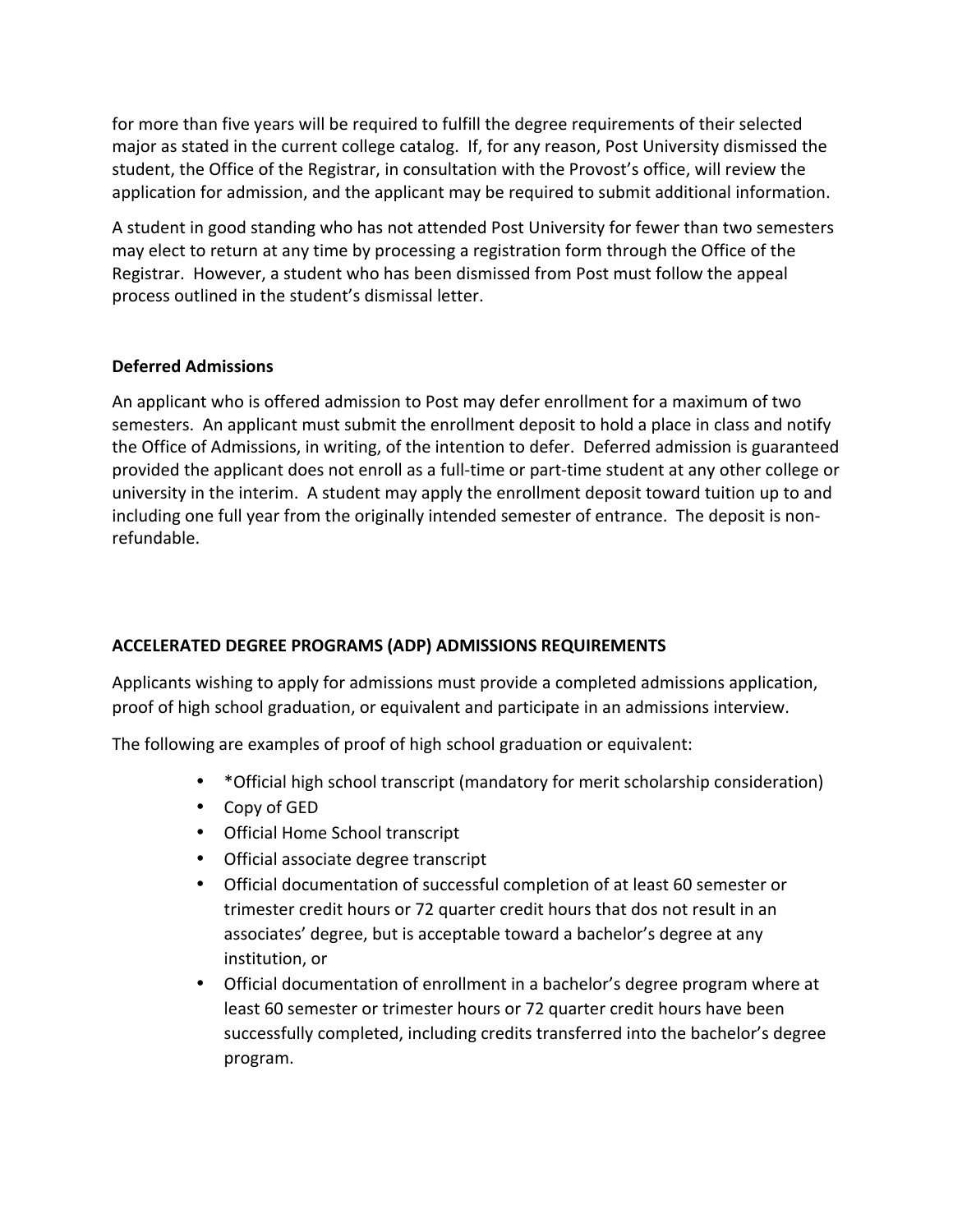for more than five years will be required to fulfill the degree requirements of their selected major as stated in the current college catalog. If, for any reason, Post University dismissed the student, the Office of the Registrar, in consultation with the Provost's office, will review the application for admission, and the applicant may be required to submit additional information.

A student in good standing who has not attended Post University for fewer than two semesters may elect to return at any time by processing a registration form through the Office of the Registrar. However, a student who has been dismissed from Post must follow the appeal process outlined in the student's dismissal letter.

**Deferred Admissions**

An applicant who is offered admission to Post may defer enrollment for a maximum of two semesters. An applicant must submit the enrollment deposit to hold a place in class and notify the Office of Admissions, in writing, of the intention to defer. Deferred admission is guaranteed provided the applicant does not enroll as a full-time or part-time student at any other college or university in the interim. A student may apply the enrollment deposit toward tuition up to and including one full year from the originally intended semester of entrance. The deposit is non-refundable.

**ACCELERATED DEGREE PROGRAMS (ADP) ADMISSIONS REQUIREMENTS**

Applicants wishing to apply for admissions must provide a completed admissions application, proof of high school graduation, or equivalent and participate in an admissions interview.

The following are examples of proof of high school graduation or equivalent:

- *Official high school transcript (mandatory for merit scholarship consideration)
- Copy of GED
- Official Home School transcript
- Official associate degree transcript
- Official documentation of successful completion of at least 60 semester or trimester credit hours or 72 quarter credit hours that dos not result in an associates' degree, but is acceptable toward a bachelor's degree at any institution, or
- Official documentation of enrollment in a bachelor's degree program where at least 60 semester or trimester hours or 72 quarter credit hours have been successfully completed, including credits transferred into the bachelor's degree program.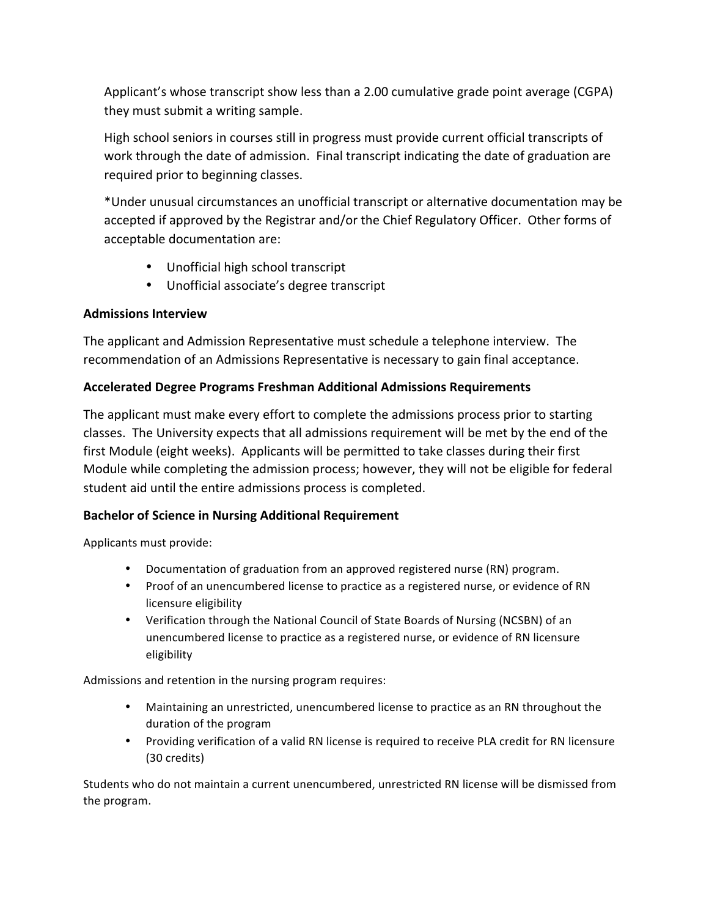Applicant's whose transcript show less than a 2.00 cumulative grade point average (CGPA) they must submit a writing sample.

High school seniors in courses still in progress must provide current official transcripts of work through the date of admission. Final transcript indicating the date of graduation are required prior to beginning classes.

*Under unusual circumstances an unofficial transcript or alternative documentation may be accepted if approved by the Registrar and/or the Chief Regulatory Officer. Other forms of acceptable documentation are:

- Unofficial high school transcript
- Unofficial associate's degree transcript

**Admissions Interview**

The applicant and Admission Representative must schedule a telephone interview. The recommendation of an Admissions Representative is necessary to gain final acceptance.

**Accelerated Degree Programs Freshman Additional Admissions Requirements**

The applicant must make every effort to complete the admissions process prior to starting classes. The University expects that all admissions requirement will be met by the end of the first Module (eight weeks). Applicants will be permitted to take classes during their first Module while completing the admission process; however, they will not be eligible for federal student aid until the entire admissions process is completed.

**Bachelor of Science in Nursing Additional Requirement**

Applicants must provide:

- Documentation of graduation from an approved registered nurse (RN) program.
- Proof of an unencumbered license to practice as a registered nurse, or evidence of RN licensure eligibility
- Verification through the National Council of State Boards of Nursing (NCSBN) of an unencumbered license to practice as a registered nurse, or evidence of RN licensure eligibility

Admissions and retention in the nursing program requires:

- Maintaining an unrestricted, unencumbered license to practice as an RN throughout the duration of the program
- Providing verification of a valid RN license is required to receive PLA credit for RN licensure (30 credits)

Students who do not maintain a current unencumbered, unrestricted RN license will be dismissed from the program.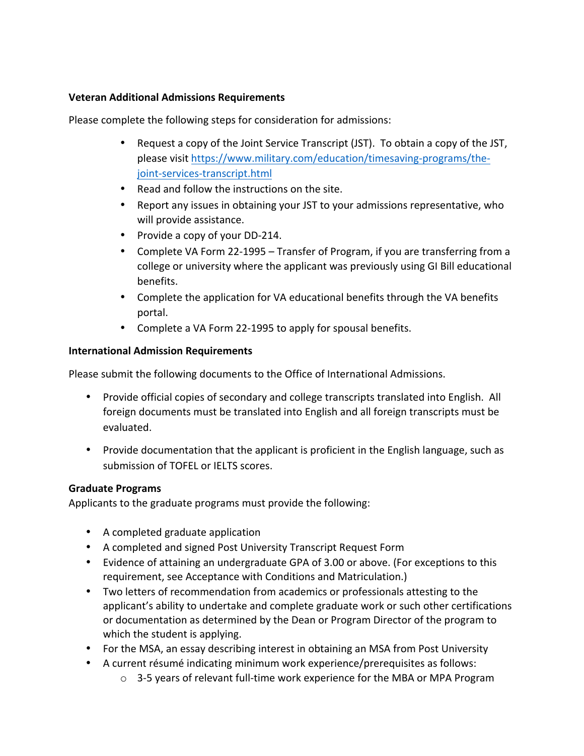**Veteran Additional Admissions Requirements**

Please complete the following steps for consideration for admissions:

- Request a copy of the Joint Service Transcript (JST). To obtain a copy of the JST, please visit https://www.military.com/education/timesaving-programs/the-joint-services-transcript.html
- Read and follow the instructions on the site.
- Report any issues in obtaining your JST to your admissions representative, who will provide assistance.
- Provide a copy of your DD-214.
- Complete VA Form 22-1995 – Transfer of Program, if you are transferring from a college or university where the applicant was previously using GI Bill educational benefits.
- Complete the application for VA educational benefits through the VA benefits portal.
- Complete a VA Form 22-1995 to apply for spousal benefits.

**International Admission Requirements**

Please submit the following documents to the Office of International Admissions.

- Provide official copies of secondary and college transcripts translated into English. All foreign documents must be translated into English and all foreign transcripts must be evaluated.

- Provide documentation that the applicant is proficient in the English language, such as submission of TOFEL or IELTS scores.

**Graduate Programs**

Applicants to the graduate programs must provide the following:

- A completed graduate application
- A completed and signed Post University Transcript Request Form
- Evidence of attaining an undergraduate GPA of 3.00 or above. (For exceptions to this requirement, see Acceptance with Conditions and Matriculation.)
- Two letters of recommendation from academics or professionals attesting to the applicant's ability to undertake and complete graduate work or such other certifications or documentation as determined by the Dean or Program Director of the program to which the student is applying.
- For the MSA, an essay describing interest in obtaining an MSA from Post University
- A current résumé indicating minimum work experience/prerequisites as follows:
  - 3-5 years of relevant full-time work experience for the MBA or MPA Program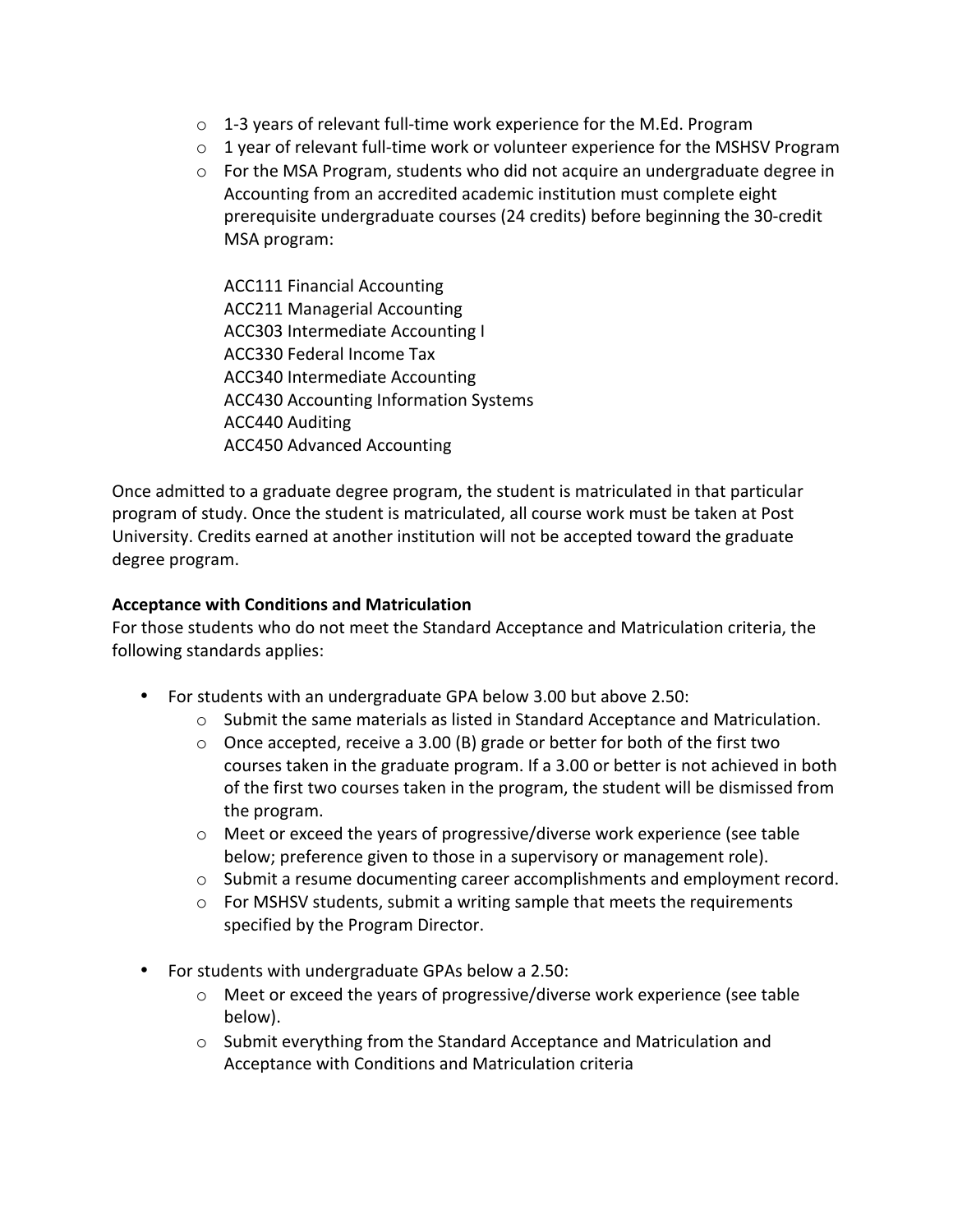- 1-3 years of relevant full-time work experience for the M.Ed. Program
  - 1 year of relevant full-time work or volunteer experience for the MSHSV Program
  - For the MSA Program, students who did not acquire an undergraduate degree in Accounting from an accredited academic institution must complete eight prerequisite undergraduate courses (24 credits) before beginning the 30-credit MSA program:

    ACC111 Financial Accounting
    ACC211 Managerial Accounting
    ACC303 Intermediate Accounting I
    ACC330 Federal Income Tax
    ACC340 Intermediate Accounting
    ACC430 Accounting Information Systems
    ACC440 Auditing
    ACC450 Advanced Accounting

Once admitted to a graduate degree program, the student is matriculated in that particular program of study. Once the student is matriculated, all course work must be taken at Post University. Credits earned at another institution will not be accepted toward the graduate degree program.

**Acceptance with Conditions and Matriculation**

For those students who do not meet the Standard Acceptance and Matriculation criteria, the following standards applies:

- For students with an undergraduate GPA below 3.00 but above 2.50:
  - Submit the same materials as listed in Standard Acceptance and Matriculation.
  - Once accepted, receive a 3.00 (B) grade or better for both of the first two courses taken in the graduate program. If a 3.00 or better is not achieved in both of the first two courses taken in the program, the student will be dismissed from the program.
  - Meet or exceed the years of progressive/diverse work experience (see table below; preference given to those in a supervisory or management role).
  - Submit a resume documenting career accomplishments and employment record.
  - For MSHSV students, submit a writing sample that meets the requirements specified by the Program Director.

- For students with undergraduate GPAs below a 2.50:
  - Meet or exceed the years of progressive/diverse work experience (see table below).
  - Submit everything from the Standard Acceptance and Matriculation and Acceptance with Conditions and Matriculation criteria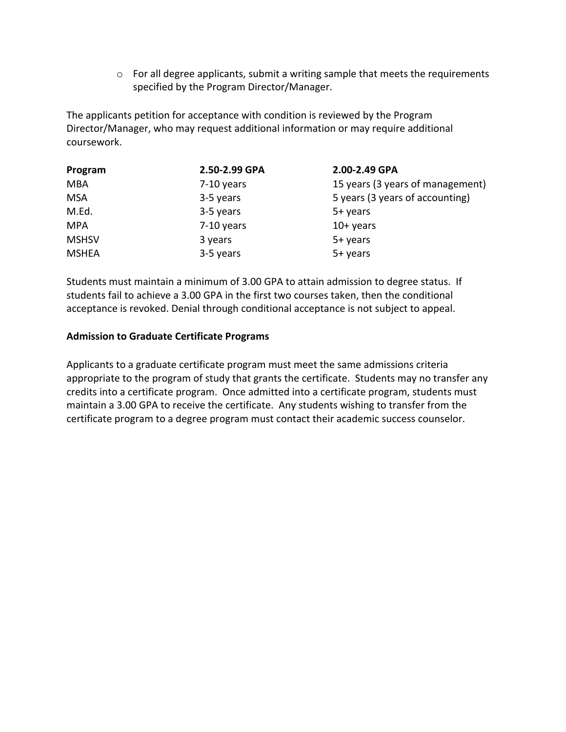- For all degree applicants, submit a writing sample that meets the requirements specified by the Program Director/Manager.

The applicants petition for acceptance with condition is reviewed by the Program Director/Manager, who may request additional information or may require additional coursework.

| Program | 2.50-2.99 GPA | 2.00-2.49 GPA |
|---|---|---|
| MBA | 7-10 years | 15 years (3 years of management) |
| MSA | 3-5 years | 5 years (3 years of accounting) |
| M.Ed. | 3-5 years | 5+ years |
| MPA | 7-10 years | 10+ years |
| MSHSV | 3 years | 5+ years |
| MSHEA | 3-5 years | 5+ years |

Students must maintain a minimum of 3.00 GPA to attain admission to degree status. If students fail to achieve a 3.00 GPA in the first two courses taken, then the conditional acceptance is revoked. Denial through conditional acceptance is not subject to appeal.

**Admission to Graduate Certificate Programs**

Applicants to a graduate certificate program must meet the same admissions criteria appropriate to the program of study that grants the certificate. Students may no transfer any credits into a certificate program. Once admitted into a certificate program, students must maintain a 3.00 GPA to receive the certificate. Any students wishing to transfer from the certificate program to a degree program must contact their academic success counselor.